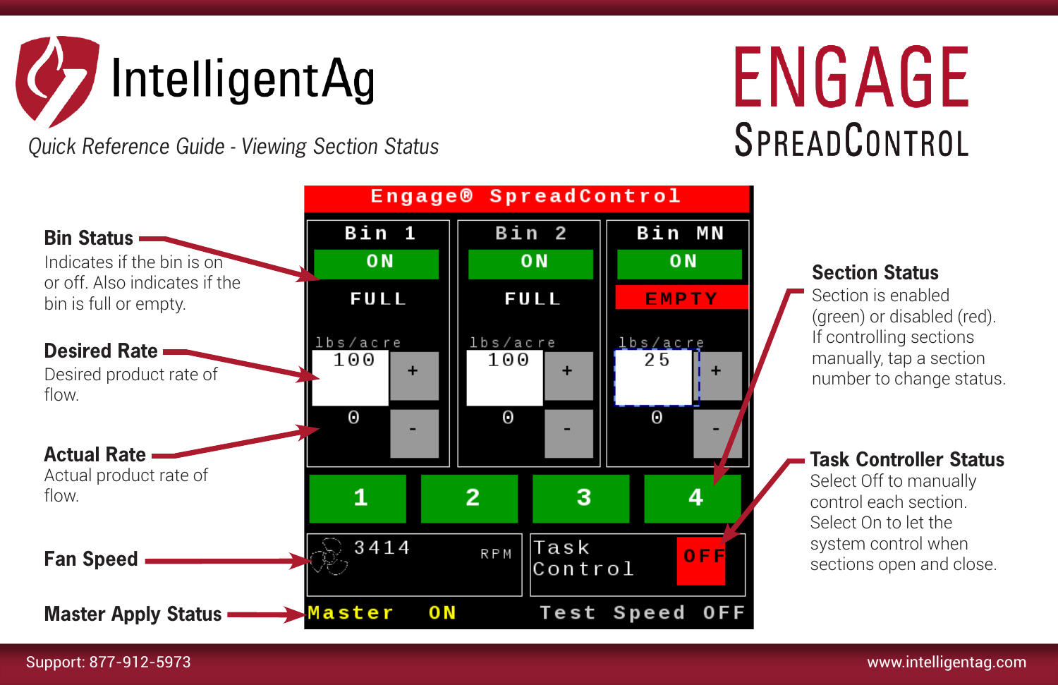# IntelligentAg

*Quick Reference Guide - Viewing Section Status*

# ENGAGE SpreadControl

**Bin Status**
Indicates if the bin is on or off. Also indicates if the bin is full or empty.

**Desired Rate**
Desired product rate of flow.

**Actual Rate**
Actual product rate of flow.

**Fan Speed**

**Master Apply Status**

**Section Status**
Section is enabled (green) or disabled (red). If controlling sections manually, tap a section number to change status.

**Task Controller Status**
Select Off to manually control each section. Select On to let the system control when sections open and close.

Support: 877-912-5973

www.intelligentag.com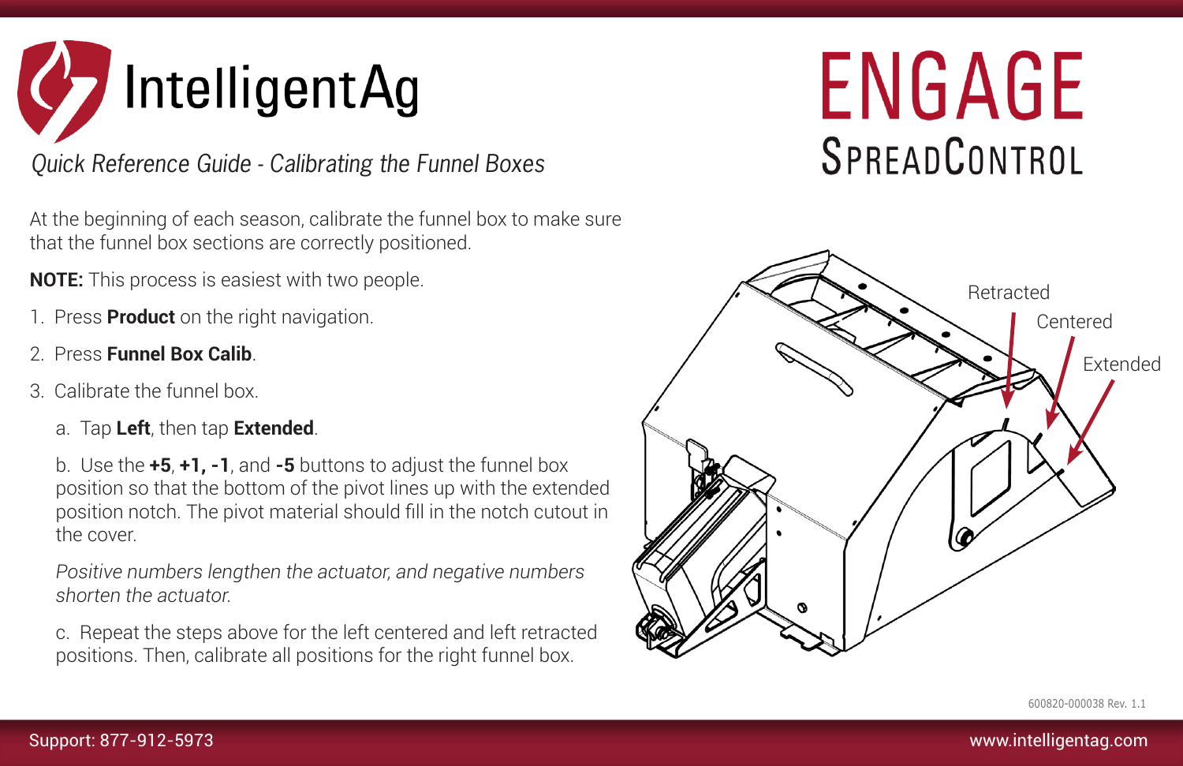# IntelligentAg

*Quick Reference Guide - Calibrating the Funnel Boxes*

# ENGAGE SpreadControl

At the beginning of each season, calibrate the funnel box to make sure that the funnel box sections are correctly positioned.

**NOTE:** This process is easiest with two people.

1. Press **Product** on the right navigation.
2. Press **Funnel Box Calib**.
3. Calibrate the funnel box.

   a. Tap **Left**, then tap **Extended**.

   b. Use the **+5**, **+1, -1**, and **-5** buttons to adjust the funnel box position so that the bottom of the pivot lines up with the extended position notch. The pivot material should fill in the notch cutout in the cover.

   *Positive numbers lengthen the actuator, and negative numbers shorten the actuator.*

   c. Repeat the steps above for the left centered and left retracted positions. Then, calibrate all positions for the right funnel box.

Retracted

Centered

Extended

600820-000038 Rev. 1.1

Support: 877-912-5973

www.intelligentag.com